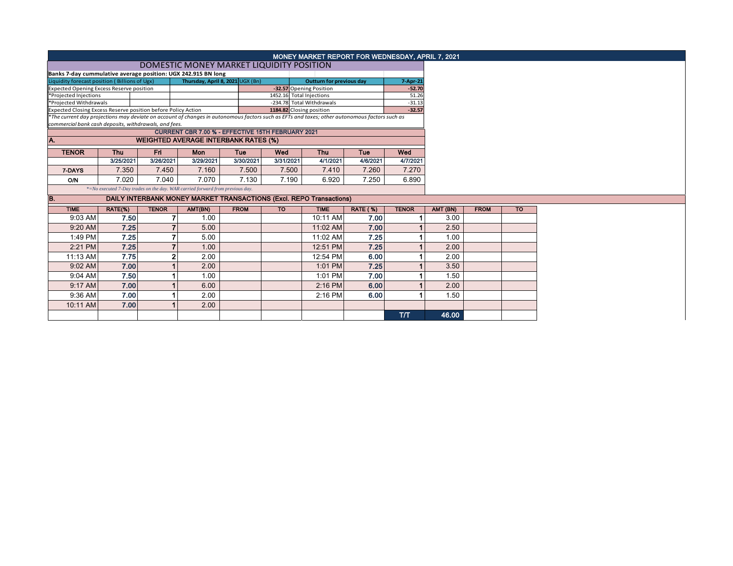# MONEY MARKET REPORT FOR WEDNESDAY, APRIL 7, 2021

## DOMESTIC MONEY MARKET LIQUIDITY POSITION

**Banks 7-day cummulative average position: UGX 242.915 BN long**

| Liquidity forecast position ( Billions of Ugx) | Thursday, April 8, 2021 UGX (Bn) | Outturn for previous day | 7-Apr-21 |
|---|---|---|---|
| Expected Opening Excess Reserve position | -32.57 | Opening Position | -52.70 |
| *Projected Injections | 1452.16 | Total Injections | 51.26 |
| *Projected Withdrawals | -234.78 | Total Withdrawals | -31.13 |
| Expected Closing Excess Reserve position before Policy Action | 1184.82 | Closing position | -32.57 |

*The current day projections may deviate on account of changes in autonomous factors such as EFTs and taxes; other autonomous factors such as commercial bank cash deposits, withdrawals, and fees.

**CURRENT CBR 7.00 % - EFFECTIVE 15TH FEBRUARY 2021**

### A. WEIGHTED AVERAGE INTERBANK RATES (%)

| TENOR | Thu | Fri | Mon | Tue | Wed | Thu | Tue | Wed |
|---|---|---|---|---|---|---|---|---|
| | 3/25/2021 | 3/26/2021 | 3/29/2021 | 3/30/2021 | 3/31/2021 | 4/1/2021 | 4/6/2021 | 4/7/2021 |
| 7-DAYS | 7.350 | 7.450 | 7.160 | 7.500 | 7.500 | 7.410 | 7.260 | 7.270 |
| O/N | 7.020 | 7.040 | 7.070 | 7.130 | 7.190 | 6.920 | 7.250 | 6.890 |

*=No executed 7-Day trades on the day. WAR carried forward from previous day.

### B. DAILY INTERBANK MONEY MARKET TRANSACTIONS (Excl. REPO Transactions)

| TIME | RATE(%) | TENOR | AMT(BN) | FROM | TO | TIME | RATE ( %) | TENOR | AMT (BN) | FROM | TO |
|---|---|---|---|---|---|---|---|---|---|---|---|
| 9:03 AM | 7.50 | 7 | 1.00 | | | 10:11 AM | 7.00 | 1 | 3.00 | | |
| 9:20 AM | 7.25 | 7 | 5.00 | | | 11:02 AM | 7.00 | 1 | 2.50 | | |
| 1:49 PM | 7.25 | 7 | 5.00 | | | 11:02 AM | 7.25 | 1 | 1.00 | | |
| 2:21 PM | 7.25 | 7 | 1.00 | | | 12:51 PM | 7.25 | 1 | 2.00 | | |
| 11:13 AM | 7.75 | 2 | 2.00 | | | 12:54 PM | 6.00 | 1 | 2.00 | | |
| 9:02 AM | 7.00 | 1 | 2.00 | | | 1:01 PM | 7.25 | 1 | 3.50 | | |
| 9:04 AM | 7.50 | 1 | 1.00 | | | 1:01 PM | 7.00 | 1 | 1.50 | | |
| 9:17 AM | 7.00 | 1 | 6.00 | | | 2:16 PM | 6.00 | 1 | 2.00 | | |
| 9:36 AM | 7.00 | 1 | 2.00 | | | 2:16 PM | 6.00 | 1 | 1.50 | | |
| 10:11 AM | 7.00 | 1 | 2.00 | | | | | | | | |
| | | | | | | | | T/T | 46.00 | | |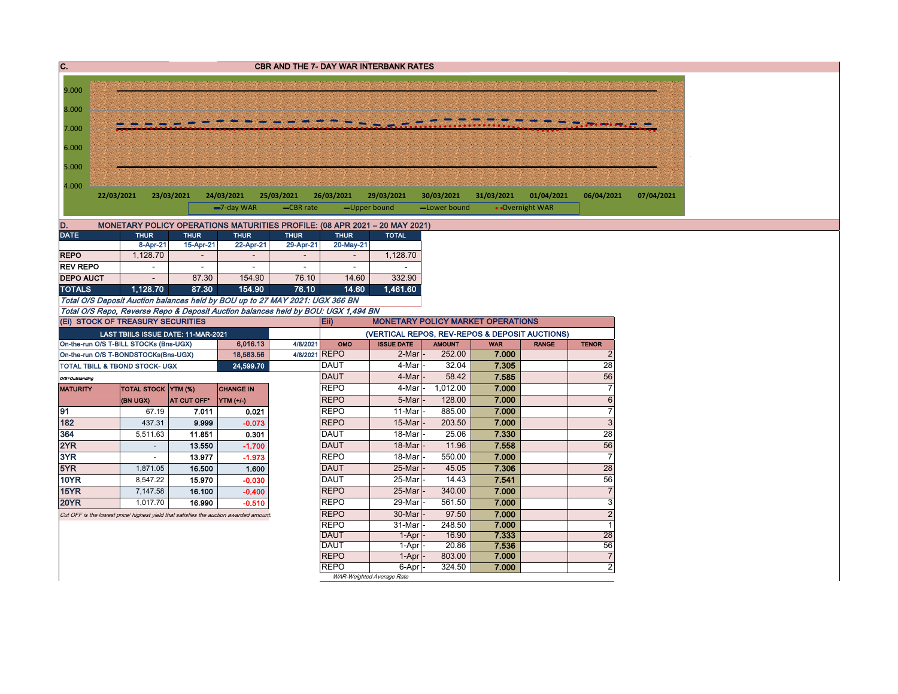## C. CBR AND THE 7- DAY WAR INTERBANK RATES

9.000
8.000
7.000
6.000
5.000
4.000

22/03/2021 23/03/2021 24/03/2021 25/03/2021 26/03/2021 29/03/2021 30/03/2021 31/03/2021 01/04/2021 06/04/2021 07/04/2021

7-day WAR — CBR rate — Upper bound — Lower bound — Overnight WAR

## D. MONETARY POLICY OPERATIONS MATURITIES PROFILE: (08 APR 2021 – 20 MAY 2021)

| DATE | THUR | THUR | THUR | THUR | THUR | TOTAL |
|---|---|---|---|---|---|---|
| | 8-Apr-21 | 15-Apr-21 | 22-Apr-21 | 29-Apr-21 | 20-May-21 | |
| REPO | 1,128.70 | - | - | - | - | 1,128.70 |
| REV REPO | - | - | - | - | - | - |
| DEPO AUCT | - | 87.30 | 154.90 | 76.10 | 14.60 | 332.90 |
| **TOTALS** | **1,128.70** | **87.30** | **154.90** | **76.10** | **14.60** | **1,461.60** |

*Total O/S Deposit Auction balances held by BOU up to 27 MAY 2021: UGX 366 BN*

*Total O/S Repo, Reverse Repo & Deposit Auction balances held by BOU: UGX 1,494 BN*

## (Ei) STOCK OF TREASURY SECURITIES

| LAST TBIILS ISSUE DATE: 11-MAR-2021 | | |
|---|---|---|
| On-the-run O/S T-BILL STOCKs (Bns-UGX) | 6,016.13 | 4/8/2021 |
| On-the-run O/S T-BONDSTOCKs(Bns-UGX) | 18,583.56 | 4/8/2021 |
| TOTAL TBILL & TBOND STOCK- UGX | 24,599.70 | |

*O/S=Outstanding*

| MATURITY | TOTAL STOCK (BN UGX) | YTM (%) AT CUT OFF* | CHANGE IN YTM (+/-) |
|---|---|---|---|
| 91 | 67.19 | 7.011 | 0.021 |
| 182 | 437.31 | 9.999 | -0.073 |
| 364 | 5,511.63 | 11.851 | 0.301 |
| 2YR | - | 13.550 | -1.700 |
| 3YR | - | 13.977 | -1.973 |
| 5YR | 1,871.05 | 16.500 | 1.600 |
| 10YR | 8,547.22 | 15.970 | -0.030 |
| 15YR | 7,147.58 | 16.100 | -0.400 |
| 20YR | 1,017.70 | 16.990 | -0.510 |

*Cut OFF is the lowest price/ highest yield that satisfies the auction awarded amount.*

## (Eii) MONETARY POLICY MARKET OPERATIONS

(VERTICAL REPOS, REV-REPOS & DEPOSIT AUCTIONS)

| OMO | ISSUE DATE | AMOUNT | WAR | RANGE | TENOR |
|---|---|---|---|---|---|
| REPO | 2-Mar | 252.00 | 7.000 | | 2 |
| DAUT | 4-Mar | 32.04 | 7.305 | | 28 |
| DAUT | 4-Mar | 58.42 | 7.585 | | 56 |
| REPO | 4-Mar | 1,012.00 | 7.000 | | 7 |
| REPO | 5-Mar | 128.00 | 7.000 | | 6 |
| REPO | 11-Mar | 885.00 | 7.000 | | 7 |
| REPO | 15-Mar | 203.50 | 7.000 | | 3 |
| DAUT | 18-Mar | 25.06 | 7.330 | | 28 |
| DAUT | 18-Mar | 11.96 | 7.558 | | 56 |
| REPO | 18-Mar | 550.00 | 7.000 | | 7 |
| DAUT | 25-Mar | 45.05 | 7.306 | | 28 |
| DAUT | 25-Mar | 14.43 | 7.541 | | 56 |
| REPO | 25-Mar | 340.00 | 7.000 | | 7 |
| REPO | 29-Mar | 561.50 | 7.000 | | 3 |
| REPO | 30-Mar | 97.50 | 7.000 | | 2 |
| REPO | 31-Mar | 248.50 | 7.000 | | 1 |
| DAUT | 1-Apr | 16.90 | 7.333 | | 28 |
| DAUT | 1-Apr | 20.86 | 7.536 | | 56 |
| REPO | 1-Apr | 803.00 | 7.000 | | 7 |
| REPO | 6-Apr | 324.50 | 7.000 | | 2 |

*WAR-Weighted Average Rate*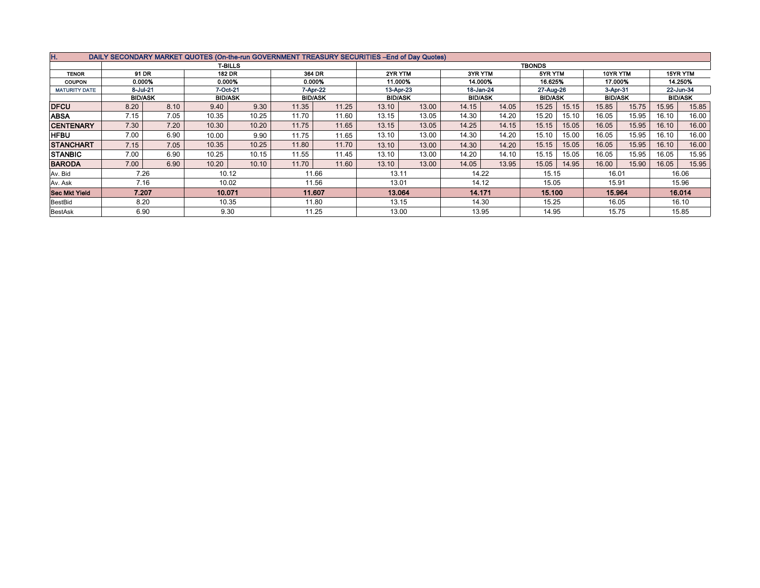| H. | DAILY SECONDARY MARKET QUOTES (On-the-run GOVERNMENT TREASURY SECURITIES –End of Day Quotes) | | | | | | | | | | | | | | | |
|---|---|---|---|---|---|---|---|---|---|---|---|---|---|---|---|---|
| | T-BILLS | | | | | | TBONDS | | | | | | | | | |
| TENOR | 91 DR | | 182 DR | | 364 DR | | 2YR YTM | | 3YR YTM | | 5YR YTM | | 10YR YTM | | 15YR YTM | |
| COUPON | 0.000% | | 0.000% | | 0.000% | | 11.000% | | 14.000% | | 16.625% | | 17.000% | | 14.250% | |
| MATURITY DATE | 8-Jul-21 | | 7-Oct-21 | | 7-Apr-22 | | 13-Apr-23 | | 18-Jan-24 | | 27-Aug-26 | | 3-Apr-31 | | 22-Jun-34 | |
| | BID/ASK | | BID/ASK | | BID/ASK | | BID/ASK | | BID/ASK | | BID/ASK | | BID/ASK | | BID/ASK | |
| **DFCU** | 8.20 | 8.10 | 9.40 | 9.30 | 11.35 | 11.25 | 13.10 | 13.00 | 14.15 | 14.05 | 15.25 | 15.15 | 15.85 | 15.75 | 15.95 | 15.85 |
| **ABSA** | 7.15 | 7.05 | 10.35 | 10.25 | 11.70 | 11.60 | 13.15 | 13.05 | 14.30 | 14.20 | 15.20 | 15.10 | 16.05 | 15.95 | 16.10 | 16.00 |
| **CENTENARY** | 7.30 | 7.20 | 10.30 | 10.20 | 11.75 | 11.65 | 13.15 | 13.05 | 14.25 | 14.15 | 15.15 | 15.05 | 16.05 | 15.95 | 16.10 | 16.00 |
| **HFBU** | 7.00 | 6.90 | 10.00 | 9.90 | 11.75 | 11.65 | 13.10 | 13.00 | 14.30 | 14.20 | 15.10 | 15.00 | 16.05 | 15.95 | 16.10 | 16.00 |
| **STANCHART** | 7.15 | 7.05 | 10.35 | 10.25 | 11.80 | 11.70 | 13.10 | 13.00 | 14.30 | 14.20 | 15.15 | 15.05 | 16.05 | 15.95 | 16.10 | 16.00 |
| **STANBIC** | 7.00 | 6.90 | 10.25 | 10.15 | 11.55 | 11.45 | 13.10 | 13.00 | 14.20 | 14.10 | 15.15 | 15.05 | 16.05 | 15.95 | 16.05 | 15.95 |
| **BARODA** | 7.00 | 6.90 | 10.20 | 10.10 | 11.70 | 11.60 | 13.10 | 13.00 | 14.05 | 13.95 | 15.05 | 14.95 | 16.00 | 15.90 | 16.05 | 15.95 |
| Av. Bid | 7.26 | | 10.12 | | 11.66 | | 13.11 | | 14.22 | | 15.15 | | 16.01 | | 16.06 | |
| Av. Ask | 7.16 | | 10.02 | | 11.56 | | 13.01 | | 14.12 | | 15.05 | | 15.91 | | 15.96 | |
| **Sec Mkt Yield** | **7.207** | | **10.071** | | **11.607** | | **13.064** | | **14.171** | | **15.100** | | **15.964** | | **16.014** | |
| BestBid | 8.20 | | 10.35 | | 11.80 | | 13.15 | | 14.30 | | 15.25 | | 16.05 | | 16.10 | |
| BestAsk | 6.90 | | 9.30 | | 11.25 | | 13.00 | | 13.95 | | 14.95 | | 15.75 | | 15.85 | |